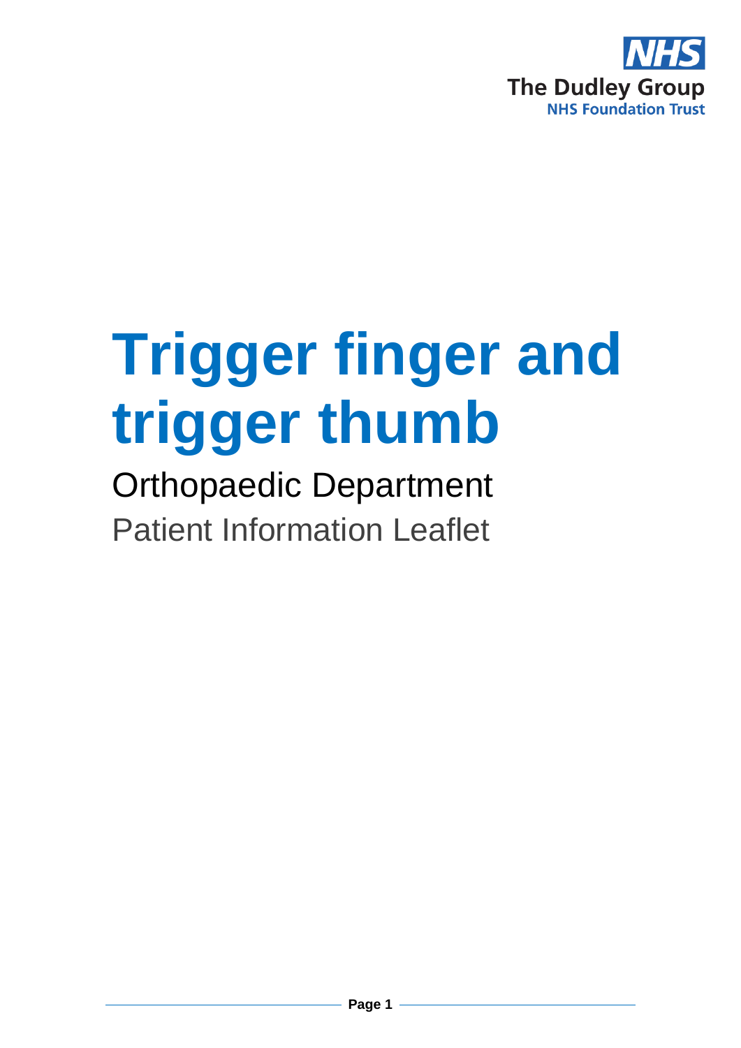NHS
The Dudley Group
NHS Foundation Trust

# Trigger finger and trigger thumb

## Orthopaedic Department

Patient Information Leaflet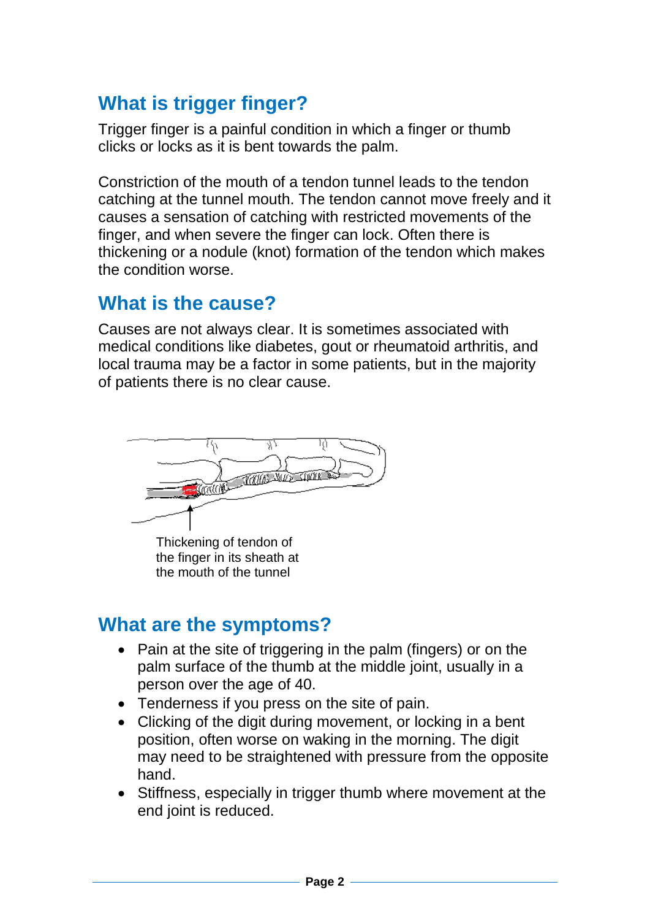## What is trigger finger?

Trigger finger is a painful condition in which a finger or thumb clicks or locks as it is bent towards the palm.

Constriction of the mouth of a tendon tunnel leads to the tendon catching at the tunnel mouth. The tendon cannot move freely and it causes a sensation of catching with restricted movements of the finger, and when severe the finger can lock. Often there is thickening or a nodule (knot) formation of the tendon which makes the condition worse.

## What is the cause?

Causes are not always clear. It is sometimes associated with medical conditions like diabetes, gout or rheumatoid arthritis, and local trauma may be a factor in some patients, but in the majority of patients there is no clear cause.

Thickening of tendon of the finger in its sheath at the mouth of the tunnel

## What are the symptoms?

- Pain at the site of triggering in the palm (fingers) or on the palm surface of the thumb at the middle joint, usually in a person over the age of 40.
- Tenderness if you press on the site of pain.
- Clicking of the digit during movement, or locking in a bent position, often worse on waking in the morning. The digit may need to be straightened with pressure from the opposite hand.
- Stiffness, especially in trigger thumb where movement at the end joint is reduced.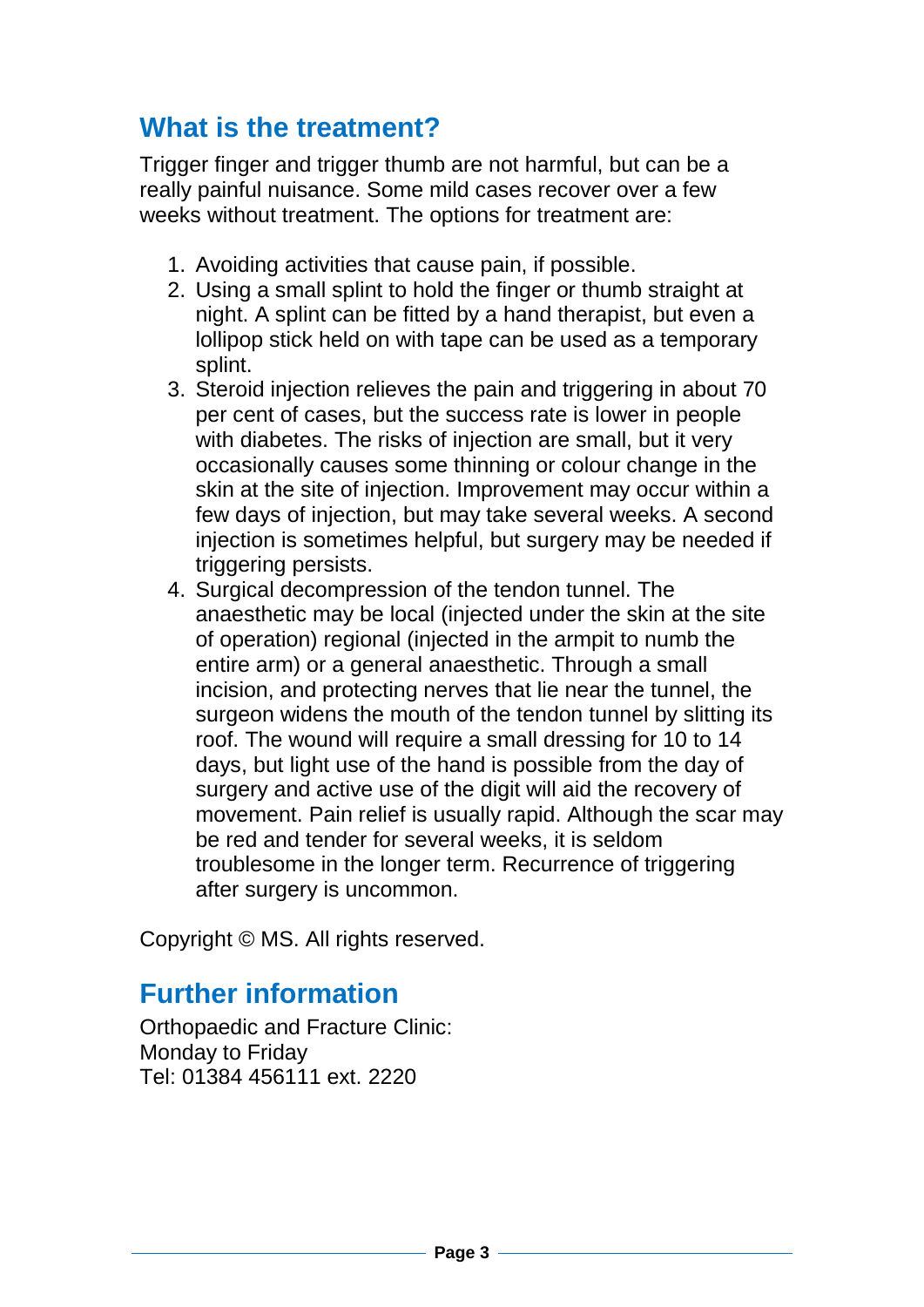## What is the treatment?

Trigger finger and trigger thumb are not harmful, but can be a really painful nuisance. Some mild cases recover over a few weeks without treatment. The options for treatment are:

1. Avoiding activities that cause pain, if possible.
2. Using a small splint to hold the finger or thumb straight at night. A splint can be fitted by a hand therapist, but even a lollipop stick held on with tape can be used as a temporary splint.
3. Steroid injection relieves the pain and triggering in about 70 per cent of cases, but the success rate is lower in people with diabetes. The risks of injection are small, but it very occasionally causes some thinning or colour change in the skin at the site of injection. Improvement may occur within a few days of injection, but may take several weeks. A second injection is sometimes helpful, but surgery may be needed if triggering persists.
4. Surgical decompression of the tendon tunnel. The anaesthetic may be local (injected under the skin at the site of operation) regional (injected in the armpit to numb the entire arm) or a general anaesthetic. Through a small incision, and protecting nerves that lie near the tunnel, the surgeon widens the mouth of the tendon tunnel by slitting its roof. The wound will require a small dressing for 10 to 14 days, but light use of the hand is possible from the day of surgery and active use of the digit will aid the recovery of movement. Pain relief is usually rapid. Although the scar may be red and tender for several weeks, it is seldom troublesome in the longer term. Recurrence of triggering after surgery is uncommon.

Copyright © MS. All rights reserved.

## Further information

Orthopaedic and Fracture Clinic:
Monday to Friday
Tel: 01384 456111 ext. 2220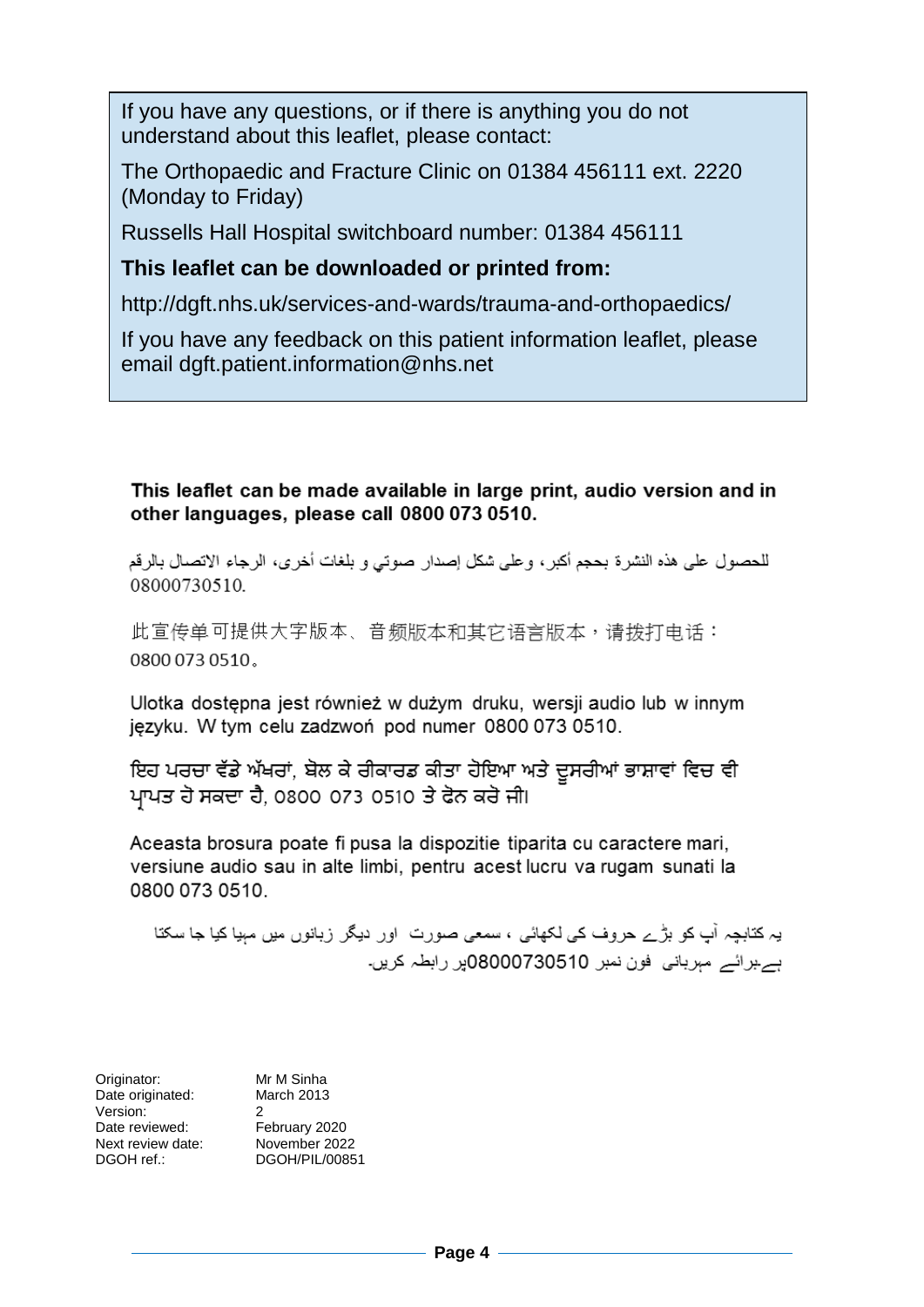If you have any questions, or if there is anything you do not understand about this leaflet, please contact:

The Orthopaedic and Fracture Clinic on 01384 456111 ext. 2220 (Monday to Friday)

Russells Hall Hospital switchboard number: 01384 456111

**This leaflet can be downloaded or printed from:**

http://dgft.nhs.uk/services-and-wards/trauma-and-orthopaedics/

If you have any feedback on this patient information leaflet, please email dgft.patient.information@nhs.net

**This leaflet can be made available in large print, audio version and in other languages, please call 0800 073 0510.**

للحصول على هذه النشرة بحجم أكبر، وعلى شكل إصدار صوتي و بلغات أخرى، الرجاء الاتصال بالرقم 08000730510.

此宣传单可提供大字版本、音频版本和其它语言版本，请拨打电话：0800 073 0510。

Ulotka dostępna jest również w dużym druku, wersji audio lub w innym języku. W tym celu zadzwoń pod numer 0800 073 0510.

ਇਹ ਪਰਚਾ ਵੱਡੇ ਅੱਖਰਾਂ, ਬੋਲ ਕੇ ਰੀਕਾਰਡ ਕੀਤਾ ਹੋਇਆ ਅਤੇ ਦੂਸਰੀਆਂ ਭਾਸ਼ਾਵਾਂ ਵਿਚ ਵੀ ਪ੍ਰਾਪਤ ਹੋ ਸਕਦਾ ਹੈ, 0800 073 0510 ਤੇ ਫੋਨ ਕਰੋ ਜੀ।

Aceasta brosura poate fi pusa la dispozitie tiparita cu caractere mari, versiune audio sau in alte limbi, pentru acest lucru va rugam sunati la 0800 073 0510.

یہ کتابچہ آپ کو بڑے حروف کی لکھائی ، سمعی صورت اور دیگر زبانوں میں مہیا کیا جا سکتا ہے۔برائے مہربانی فون نمبر 08000730510پر رابطہ کریں۔

| | |
|---|---|
| Originator: | Mr M Sinha |
| Date originated: | March 2013 |
| Version: | 2 |
| Date reviewed: | February 2020 |
| Next review date: | November 2022 |
| DGOH ref.: | DGOH/PIL/00851 |